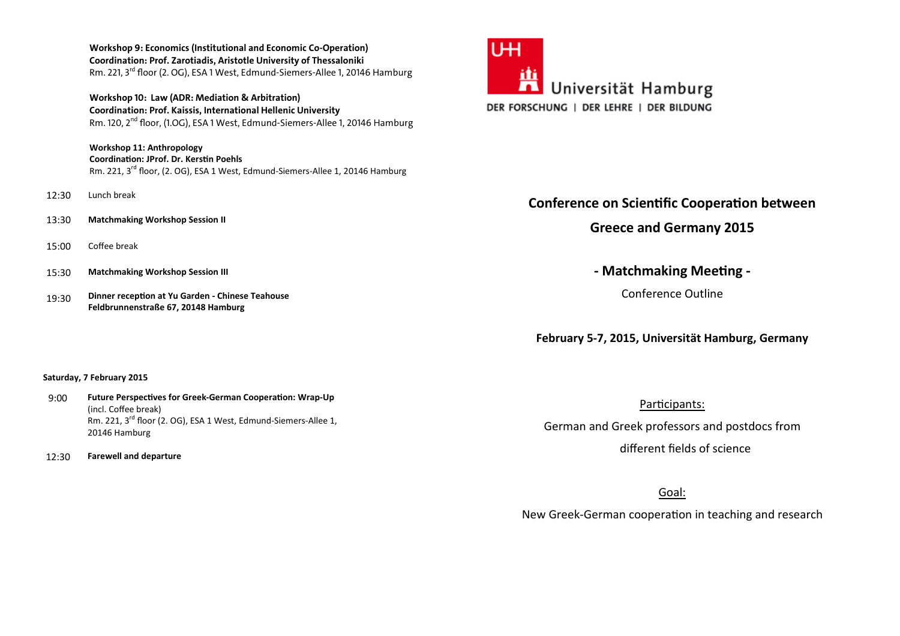**Workshop 9: Economics (Institutional and Economic Co-Operation)**
**Coordination: Prof. Zarotiadis, Aristotle University of Thessaloniki**
Rm. 221, 3rd floor (2. OG), ESA 1 West, Edmund-Siemers-Allee 1, 20146 Hamburg

**Workshop 10: Law (ADR: Mediation & Arbitration)**
**Coordination: Prof. Kaissis, International Hellenic University**
Rm. 120, 2nd floor, (1.OG), ESA 1 West, Edmund-Siemers-Allee 1, 20146 Hamburg

**Workshop 11: Anthropology**
**Coordination: JProf. Dr. Kerstin Poehls**
Rm. 221, 3rd floor, (2. OG), ESA 1 West, Edmund-Siemers-Allee 1, 20146 Hamburg

12:30 Lunch break

13:30 **Matchmaking Workshop Session II**

15:00 Coffee break

15:30 **Matchmaking Workshop Session III**

19:30 **Dinner reception at Yu Garden - Chinese Teahouse**
**Feldbrunnenstraße 67, 20148 Hamburg**

**Saturday, 7 February 2015**

9:00 **Future Perspectives for Greek-German Cooperation: Wrap-Up**
(incl. Coffee break)
Rm. 221, 3rd floor (2. OG), ESA 1 West, Edmund-Siemers-Allee 1, 20146 Hamburg

12:30 **Farewell and departure**

UHH Universität Hamburg
DER FORSCHUNG | DER LEHRE | DER BILDUNG

# Conference on Scientific Cooperation between Greece and Germany 2015

## - Matchmaking Meeting -

Conference Outline

**February 5-7, 2015, Universität Hamburg, Germany**

Participants:

German and Greek professors and postdocs from different fields of science

Goal:

New Greek-German cooperation in teaching and research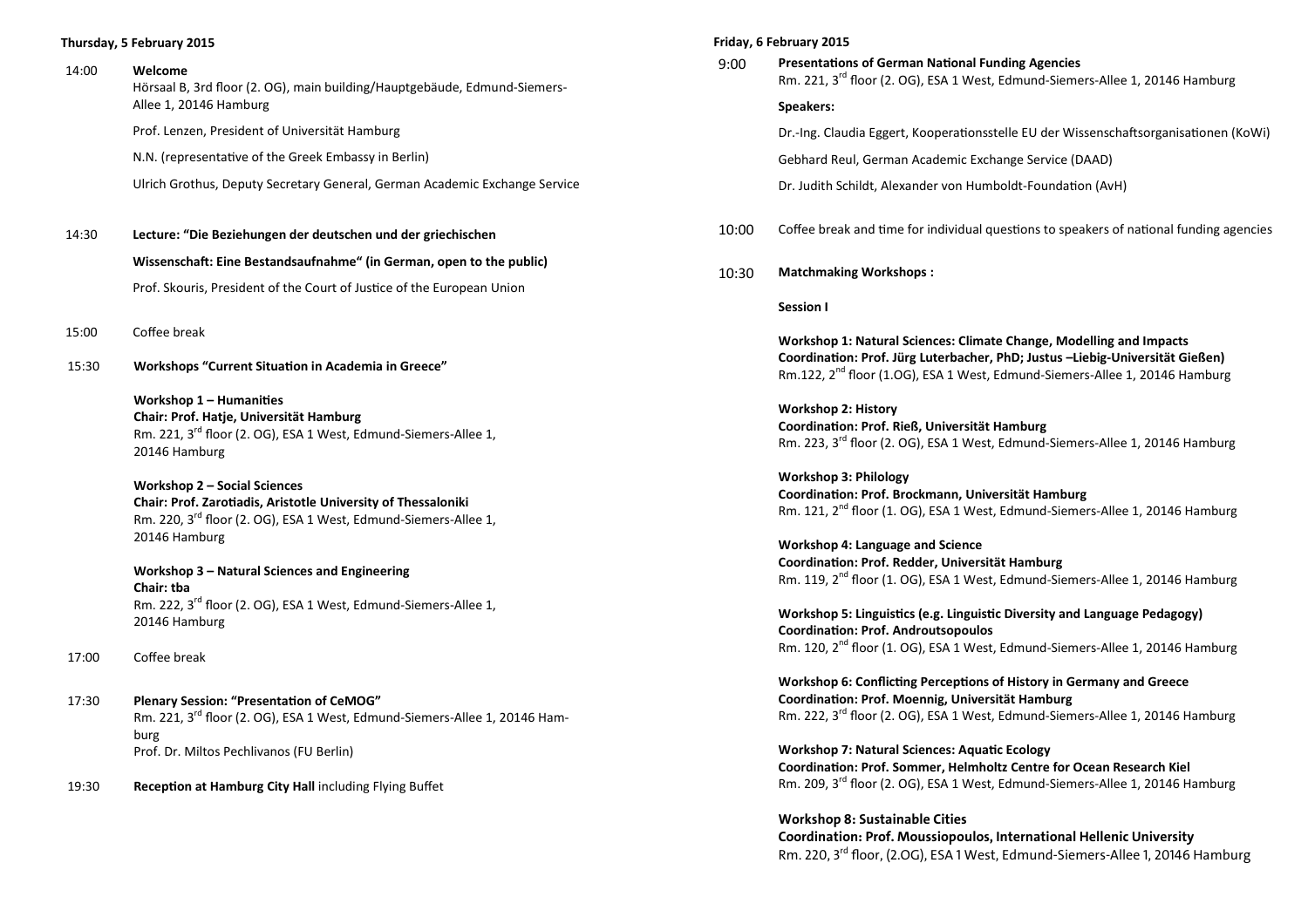**Thursday, 5 February 2015**

14:00 **Welcome**
Hörsaal B, 3rd floor (2. OG), main building/Hauptgebäude, Edmund-Siemers-Allee 1, 20146 Hamburg

Prof. Lenzen, President of Universität Hamburg

N.N. (representative of the Greek Embassy in Berlin)

Ulrich Grothus, Deputy Secretary General, German Academic Exchange Service

14:30 **Lecture: "Die Beziehungen der deutschen und der griechischen Wissenschaft: Eine Bestandsaufnahme" (in German, open to the public)**

Prof. Skouris, President of the Court of Justice of the European Union

15:00 Coffee break

15:30 **Workshops "Current Situation in Academia in Greece"**

**Workshop 1 – Humanities**
**Chair: Prof. Hatje, Universität Hamburg**
Rm. 221, 3rd floor (2. OG), ESA 1 West, Edmund-Siemers-Allee 1, 20146 Hamburg

**Workshop 2 – Social Sciences**
**Chair: Prof. Zarotiadis, Aristotle University of Thessaloniki**
Rm. 220, 3rd floor (2. OG), ESA 1 West, Edmund-Siemers-Allee 1, 20146 Hamburg

**Workshop 3 – Natural Sciences and Engineering**
**Chair: tba**
Rm. 222, 3rd floor (2. OG), ESA 1 West, Edmund-Siemers-Allee 1, 20146 Hamburg

17:00 Coffee break

17:30 **Plenary Session: "Presentation of CeMOG"**
Rm. 221, 3rd floor (2. OG), ESA 1 West, Edmund-Siemers-Allee 1, 20146 Hamburg
Prof. Dr. Miltos Pechlivanos (FU Berlin)

19:30 **Reception at Hamburg City Hall** including Flying Buffet

**Friday, 6 February 2015**

9:00 **Presentations of German National Funding Agencies**
Rm. 221, 3rd floor (2. OG), ESA 1 West, Edmund-Siemers-Allee 1, 20146 Hamburg

**Speakers:**

Dr.-Ing. Claudia Eggert, Kooperationsstelle EU der Wissenschaftsorganisationen (KoWi)

Gebhard Reul, German Academic Exchange Service (DAAD)

Dr. Judith Schildt, Alexander von Humboldt-Foundation (AvH)

10:00 Coffee break and time for individual questions to speakers of national funding agencies

10:30 **Matchmaking Workshops :**

**Session I**

**Workshop 1: Natural Sciences: Climate Change, Modelling and Impacts**
**Coordination: Prof. Jürg Luterbacher, PhD; Justus –Liebig-Universität Gießen)**
Rm.122, 2nd floor (1.OG), ESA 1 West, Edmund-Siemers-Allee 1, 20146 Hamburg

**Workshop 2: History**
**Coordination: Prof. Rieß, Universität Hamburg**
Rm. 223, 3rd floor (2. OG), ESA 1 West, Edmund-Siemers-Allee 1, 20146 Hamburg

**Workshop 3: Philology**
**Coordination: Prof. Brockmann, Universität Hamburg**
Rm. 121, 2nd floor (1. OG), ESA 1 West, Edmund-Siemers-Allee 1, 20146 Hamburg

**Workshop 4: Language and Science**
**Coordination: Prof. Redder, Universität Hamburg**
Rm. 119, 2nd floor (1. OG), ESA 1 West, Edmund-Siemers-Allee 1, 20146 Hamburg

**Workshop 5: Linguistics (e.g. Linguistic Diversity and Language Pedagogy)**
**Coordination: Prof. Androutsopoulos**
Rm. 120, 2nd floor (1. OG), ESA 1 West, Edmund-Siemers-Allee 1, 20146 Hamburg

**Workshop 6: Conflicting Perceptions of History in Germany and Greece**
**Coordination: Prof. Moennig, Universität Hamburg**
Rm. 222, 3rd floor (2. OG), ESA 1 West, Edmund-Siemers-Allee 1, 20146 Hamburg

**Workshop 7: Natural Sciences: Aquatic Ecology**
**Coordination: Prof. Sommer, Helmholtz Centre for Ocean Research Kiel**
Rm. 209, 3rd floor (2. OG), ESA 1 West, Edmund-Siemers-Allee 1, 20146 Hamburg

**Workshop 8: Sustainable Cities**
**Coordination: Prof. Moussiopoulos, International Hellenic University**
Rm. 220, 3rd floor, (2.OG), ESA 1 West, Edmund-Siemers-Allee 1, 20146 Hamburg